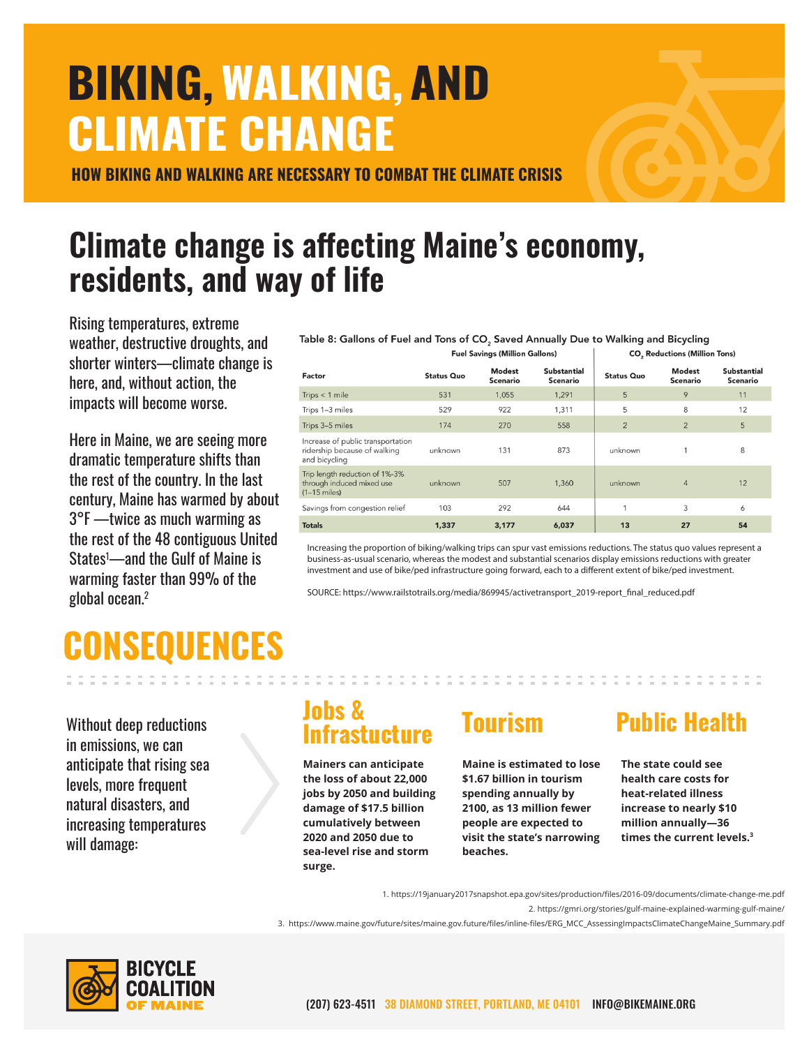# BIKING, WALKING, AND CLIMATE CHANGE

**HOW BIKING AND WALKING ARE NECESSARY TO COMBAT THE CLIMATE CRISIS**

## Climate change is affecting Maine's economy, residents, and way of life

Rising temperatures, extreme weather, destructive droughts, and shorter winters—climate change is here, and, without action, the impacts will become worse.

Here in Maine, we are seeing more dramatic temperature shifts than the rest of the country. In the last century, Maine has warmed by about 3°F —twice as much warming as the rest of the 48 contiguous United States[1]—and the Gulf of Maine is warming faster than 99% of the global ocean.[2]

Table 8: Gallons of Fuel and Tons of $CO_2$ Saved Annually Due to Walking and Bicycling

| | Fuel Savings (Million Gallons) | | | $CO_2$ Reductions (Million Tons) | | |
|---|---|---|---|---|---|---|
| Factor | Status Quo | Modest Scenario | Substantial Scenario | Status Quo | Modest Scenario | Substantial Scenario |
| Trips < 1 mile | 531 | 1,055 | 1,291 | 5 | 9 | 11 |
| Trips 1–3 miles | 529 | 922 | 1,311 | 5 | 8 | 12 |
| Trips 3–5 miles | 174 | 270 | 558 | 2 | 2 | 5 |
| Increase of public transportation ridership because of walking and bicycling | unknown | 131 | 873 | unknown | 1 | 8 |
| Trip length reduction of 1%-3% through induced mixed use (1–15 miles) | unknown | 507 | 1,360 | unknown | 4 | 12 |
| Savings from congestion relief | 103 | 292 | 644 | 1 | 3 | 6 |
| **Totals** | **1,337** | **3,177** | **6,037** | **13** | **27** | **54** |

Increasing the proportion of biking/walking trips can spur vast emissions reductions. The status quo values represent a business-as-usual scenario, whereas the modest and substantial scenarios display emissions reductions with greater investment and use of bike/ped infrastructure going forward, each to a different extent of bike/ped investment.

SOURCE: https://www.railstotrails.org/media/869945/activetransport_2019-report_final_reduced.pdf

## CONSEQUENCES

Without deep reductions in emissions, we can anticipate that rising sea levels, more frequent natural disasters, and increasing temperatures will damage:

### Jobs & Infrastucture

**Mainers can anticipate the loss of about 22,000 jobs by 2050 and building damage of $17.5 billion cumulatively between 2020 and 2050 due to sea-level rise and storm surge.**

### Tourism

**Maine is estimated to lose $1.67 billion in tourism spending annually by 2100, as 13 million fewer people are expected to visit the state's narrowing beaches.**

### Public Health

**The state could see health care costs for heat-related illness increase to nearly $10 million annually—36 times the current levels.[3]**

1. https://19january2017snapshot.epa.gov/sites/production/files/2016-09/documents/climate-change-me.pdf
2. https://gmri.org/stories/gulf-maine-explained-warming-gulf-maine/
3. https://www.maine.gov/future/sites/maine.gov.future/files/inline-files/ERG_MCC_AssessingImpactsClimateChangeMaine_Summary.pdf

**BICYCLE COALITION OF MAINE**

(207) 623-4511 38 DIAMOND STREET, PORTLAND, ME 04101 INFO@BIKEMAINE.ORG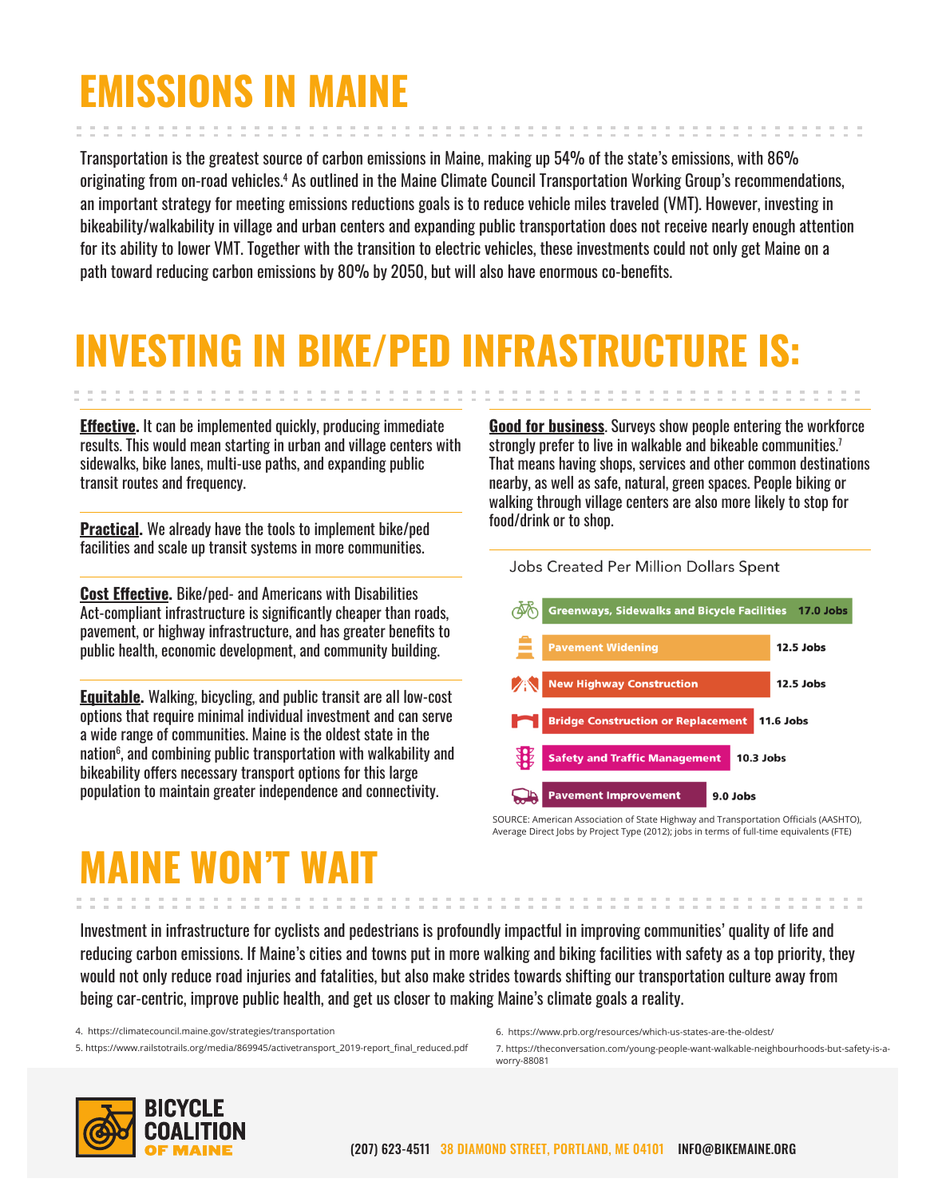# EMISSIONS IN MAINE

Transportation is the greatest source of carbon emissions in Maine, making up 54% of the state's emissions, with 86% originating from on-road vehicles.[4] As outlined in the Maine Climate Council Transportation Working Group's recommendations, an important strategy for meeting emissions reductions goals is to reduce vehicle miles traveled (VMT). However, investing in bikeability/walkability in village and urban centers and expanding public transportation does not receive nearly enough attention for its ability to lower VMT. Together with the transition to electric vehicles, these investments could not only get Maine on a path toward reducing carbon emissions by 80% by 2050, but will also have enormous co-benefits.

# INVESTING IN BIKE/PED INFRASTRUCTURE IS:

**Effective.** It can be implemented quickly, producing immediate results. This would mean starting in urban and village centers with sidewalks, bike lanes, multi-use paths, and expanding public transit routes and frequency.

**Practical.** We already have the tools to implement bike/ped facilities and scale up transit systems in more communities.

**Cost Effective.** Bike/ped- and Americans with Disabilities Act-compliant infrastructure is significantly cheaper than roads, pavement, or highway infrastructure, and has greater benefits to public health, economic development, and community building.

**Equitable.** Walking, bicycling, and public transit are all low-cost options that require minimal individual investment and can serve a wide range of communities. Maine is the oldest state in the nation[6], and combining public transportation with walkability and bikeability offers necessary transport options for this large population to maintain greater independence and connectivity.

**Good for business.** Surveys show people entering the workforce strongly prefer to live in walkable and bikeable communities.[7] That means having shops, services and other common destinations nearby, as well as safe, natural, green spaces. People biking or walking through village centers are also more likely to stop for food/drink or to shop.

Jobs Created Per Million Dollars Spent

Greenways, Sidewalks and Bicycle Facilities 17.0 Jobs
Pavement Widening 12.5 Jobs
New Highway Construction 12.5 Jobs
Bridge Construction or Replacement 11.6 Jobs
Safety and Traffic Management 10.3 Jobs
Pavement Improvement 9.0 Jobs

SOURCE: American Association of State Highway and Transportation Officials (AASHTO), Average Direct Jobs by Project Type (2012); jobs in terms of full-time equivalents (FTE)

# MAINE WON'T WAIT

Investment in infrastructure for cyclists and pedestrians is profoundly impactful in improving communities' quality of life and reducing carbon emissions. If Maine's cities and towns put in more walking and biking facilities with safety as a top priority, they would not only reduce road injuries and fatalities, but also make strides towards shifting our transportation culture away from being car-centric, improve public health, and get us closer to making Maine's climate goals a reality.

4. https://climatecouncil.maine.gov/strategies/transportation
5. https://www.railstotrails.org/media/869945/activetransport_2019-report_final_reduced.pdf
6. https://www.prb.org/resources/which-us-states-are-the-oldest/
7. https://theconversation.com/young-people-want-walkable-neighbourhoods-but-safety-is-a-worry-88081

BICYCLE COALITION OF MAINE

(207) 623-4511 38 DIAMOND STREET, PORTLAND, ME 04101 INFO@BIKEMAINE.ORG